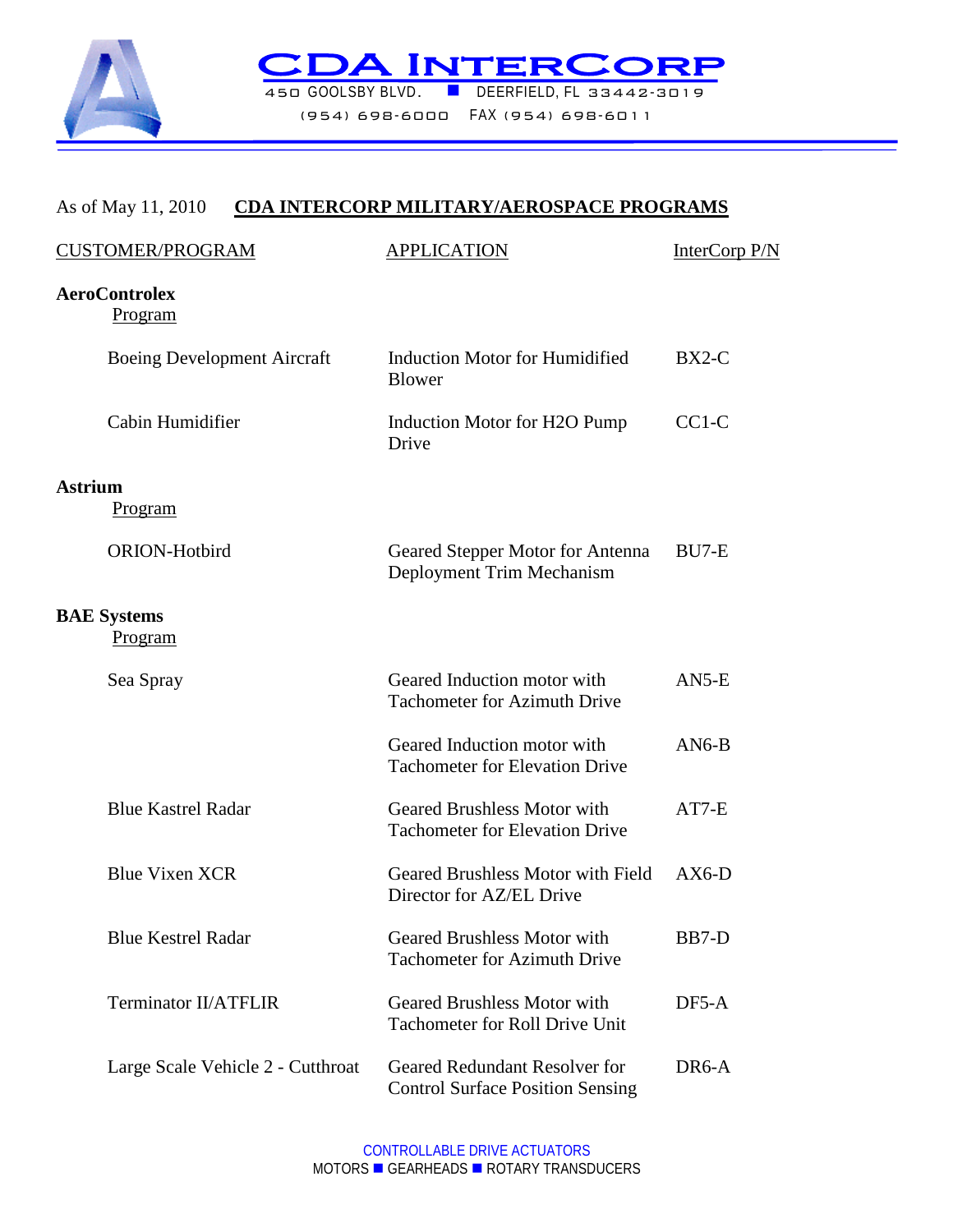# CDA INTERCORP

450 GOOSLBY BLVD. ■ DEERFIELD, FL 33442-3019

(954) 698-6000 FAX (954) 698-6011

As of May 11, 2010 **CDA INTERCORP MILITARY/AEROSPACE PROGRAMS**

| CUSTOMER/PROGRAM | APPLICATION | InterCorp P/N |
|---|---|---|
| **AeroControlex** | | |
| Program | | |
| Boeing Development Aircraft | Induction Motor for Humidified Blower | BX2-C |
| Cabin Humidifier | Induction Motor for H2O Pump Drive | CC1-C |
| **Astrium** | | |
| Program | | |
| ORION-Hotbird | Geared Stepper Motor for Antenna Deployment Trim Mechanism | BU7-E |
| **BAE Systems** | | |
| Program | | |
| Sea Spray | Geared Induction motor with Tachometer for Azimuth Drive | AN5-E |
| | Geared Induction motor with Tachometer for Elevation Drive | AN6-B |
| Blue Kastrel Radar | Geared Brushless Motor with Tachometer for Elevation Drive | AT7-E |
| Blue Vixen XCR | Geared Brushless Motor with Field Director for AZ/EL Drive | AX6-D |
| Blue Kestrel Radar | Geared Brushless Motor with Tachometer for Azimuth Drive | BB7-D |
| Terminator II/ATFLIR | Geared Brushless Motor with Tachometer for Roll Drive Unit | DF5-A |
| Large Scale Vehicle 2 - Cutthroat | Geared Redundant Resolver for Control Surface Position Sensing | DR6-A |

CONTROLLABLE DRIVE ACTUATORS

MOTORS ■ GEARHEADS ■ ROTARY TRANSDUCERS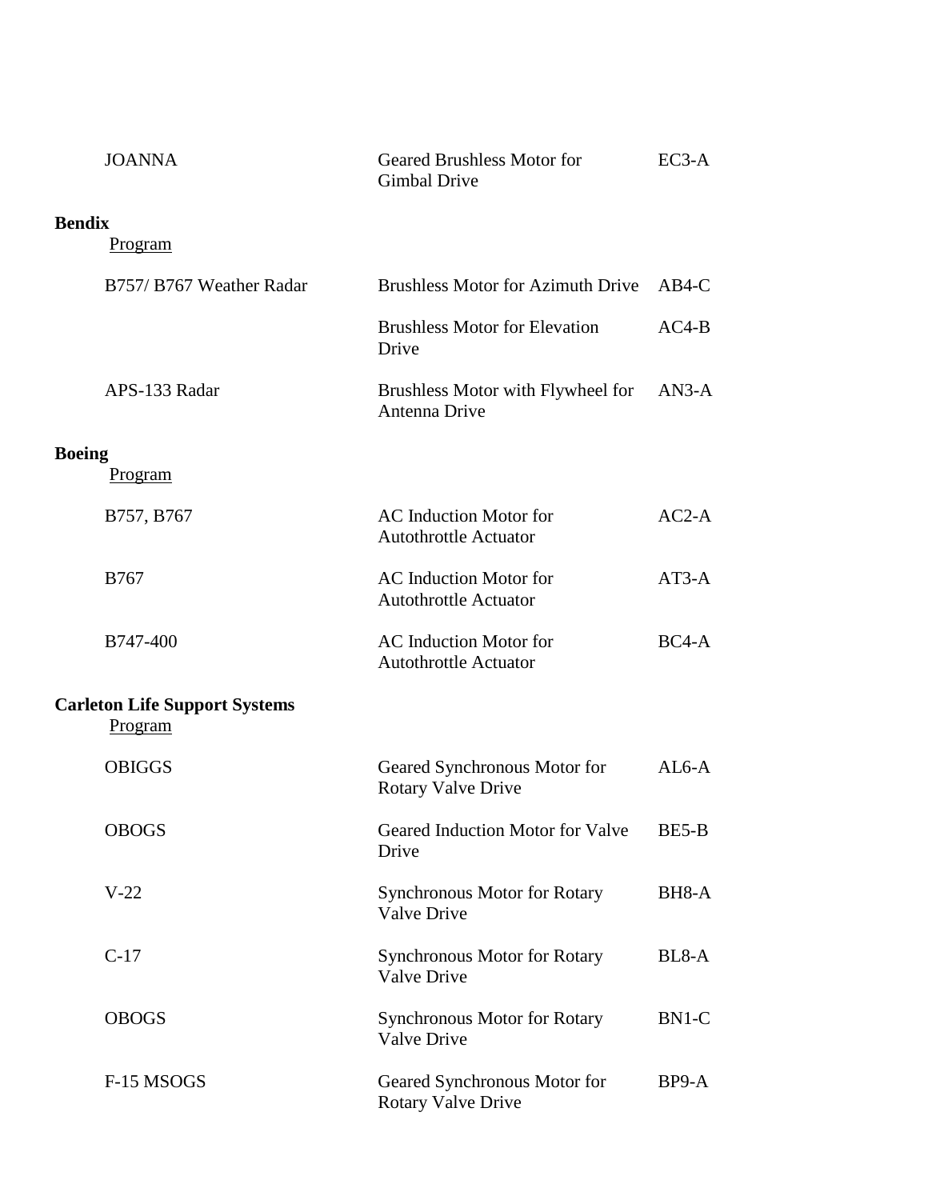| | | |
|---|---|---|
| JOANNA | Geared Brushless Motor for Gimbal Drive | EC3-A |

**Bendix**

Program

| | | |
|---|---|---|
| B757/ B767 Weather Radar | Brushless Motor for Azimuth Drive | AB4-C |
| | Brushless Motor for Elevation Drive | AC4-B |
| APS-133 Radar | Brushless Motor with Flywheel for Antenna Drive | AN3-A |

**Boeing**

Program

| | | |
|---|---|---|
| B757, B767 | AC Induction Motor for Autothrottle Actuator | AC2-A |
| B767 | AC Induction Motor for Autothrottle Actuator | AT3-A |
| B747-400 | AC Induction Motor for Autothrottle Actuator | BC4-A |

**Carleton Life Support Systems**

Program

| | | |
|---|---|---|
| OBIGGS | Geared Synchronous Motor for Rotary Valve Drive | AL6-A |
| OBOGS | Geared Induction Motor for Valve Drive | BE5-B |
| V-22 | Synchronous Motor for Rotary Valve Drive | BH8-A |
| C-17 | Synchronous Motor for Rotary Valve Drive | BL8-A |
| OBOGS | Synchronous Motor for Rotary Valve Drive | BN1-C |
| F-15 MSOGS | Geared Synchronous Motor for Rotary Valve Drive | BP9-A |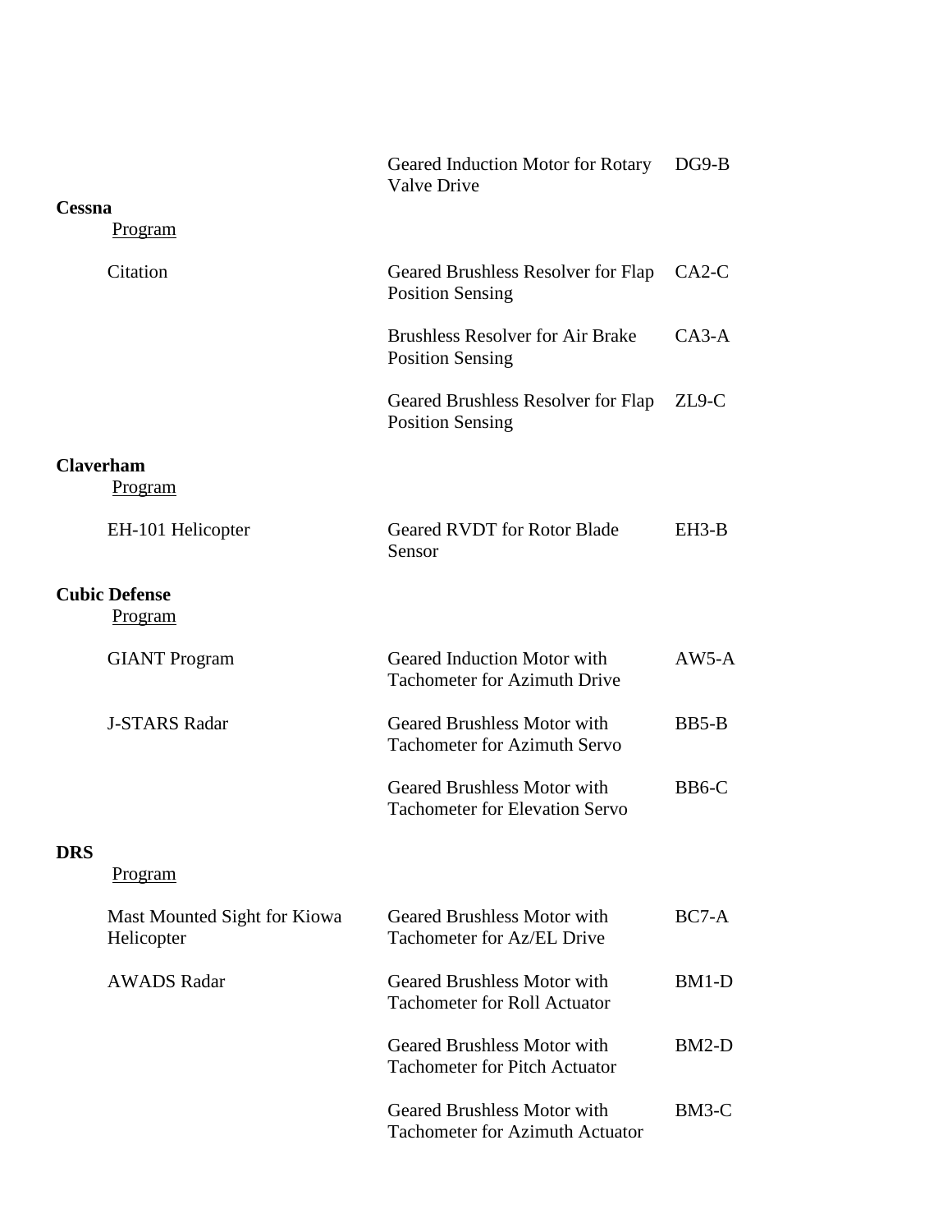| | | |
|---|---|---|
| | Geared Induction Motor for Rotary Valve Drive | DG9-B |

**Cessna**

<u>Program</u>

| Program | Description | Part |
|---|---|---|
| Citation | Geared Brushless Resolver for Flap Position Sensing | CA2-C |
| | Brushless Resolver for Air Brake Position Sensing | CA3-A |
| | Geared Brushless Resolver for Flap Position Sensing | ZL9-C |

**Claverham**

<u>Program</u>

| Program | Description | Part |
|---|---|---|
| EH-101 Helicopter | Geared RVDT for Rotor Blade Sensor | EH3-B |

**Cubic Defense**

<u>Program</u>

| Program | Description | Part |
|---|---|---|
| GIANT Program | Geared Induction Motor with Tachometer for Azimuth Drive | AW5-A |
| J-STARS Radar | Geared Brushless Motor with Tachometer for Azimuth Servo | BB5-B |
| | Geared Brushless Motor with Tachometer for Elevation Servo | BB6-C |

**DRS**

<u>Program</u>

| Program | Description | Part |
|---|---|---|
| Mast Mounted Sight for Kiowa Helicopter | Geared Brushless Motor with Tachometer for Az/EL Drive | BC7-A |
| AWADS Radar | Geared Brushless Motor with Tachometer for Roll Actuator | BM1-D |
| | Geared Brushless Motor with Tachometer for Pitch Actuator | BM2-D |
| | Geared Brushless Motor with Tachometer for Azimuth Actuator | BM3-C |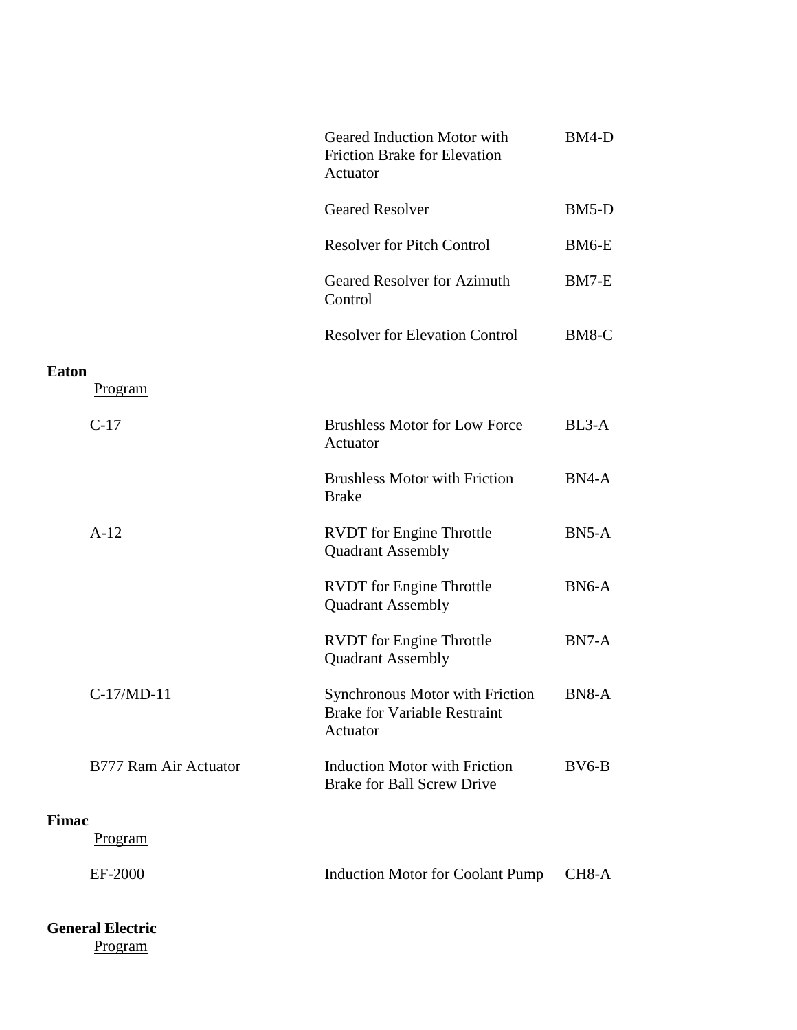| | | |
|---|---|---|
| | Geared Induction Motor with Friction Brake for Elevation Actuator | BM4-D |
| | Geared Resolver | BM5-D |
| | Resolver for Pitch Control | BM6-E |
| | Geared Resolver for Azimuth Control | BM7-E |
| | Resolver for Elevation Control | BM8-C |

**Eaton**

| Program | | |
|---|---|---|
| C-17 | Brushless Motor for Low Force Actuator | BL3-A |
| | Brushless Motor with Friction Brake | BN4-A |
| A-12 | RVDT for Engine Throttle Quadrant Assembly | BN5-A |
| | RVDT for Engine Throttle Quadrant Assembly | BN6-A |
| | RVDT for Engine Throttle Quadrant Assembly | BN7-A |
| C-17/MD-11 | Synchronous Motor with Friction Brake for Variable Restraint Actuator | BN8-A |
| B777 Ram Air Actuator | Induction Motor with Friction Brake for Ball Screw Drive | BV6-B |

**Fimac**

| Program | | |
|---|---|---|
| EF-2000 | Induction Motor for Coolant Pump | CH8-A |

**General Electric**

Program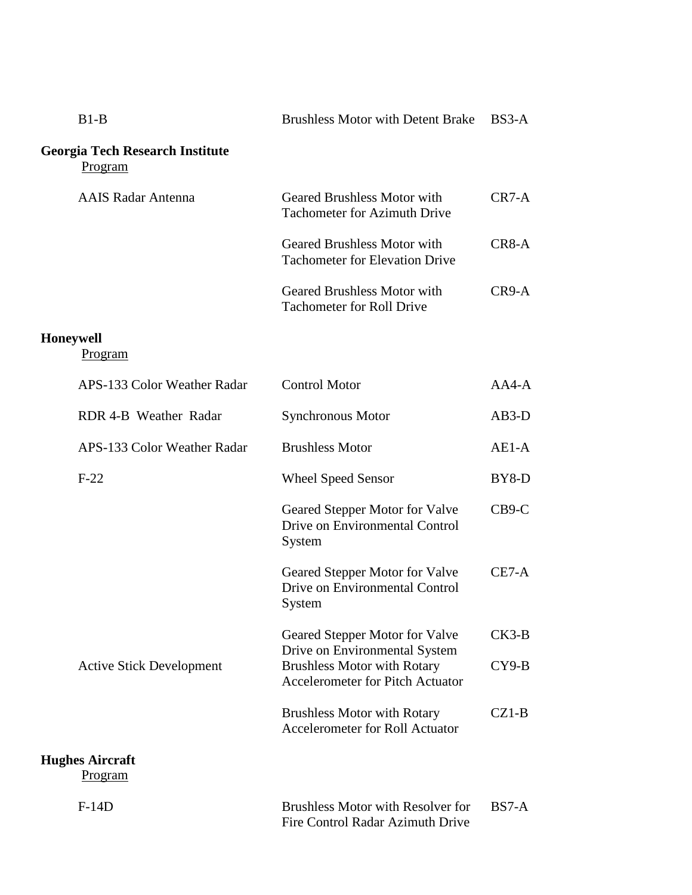| | | |
|---|---|---|
| B1-B | Brushless Motor with Detent Brake | BS3-A |

**Georgia Tech Research Institute**

Program

| | | |
|---|---|---|
| AAIS Radar Antenna | Geared Brushless Motor with Tachometer for Azimuth Drive | CR7-A |
| | Geared Brushless Motor with Tachometer for Elevation Drive | CR8-A |
| | Geared Brushless Motor with Tachometer for Roll Drive | CR9-A |

**Honeywell**

Program

| | | |
|---|---|---|
| APS-133 Color Weather Radar | Control Motor | AA4-A |
| RDR 4-B Weather Radar | Synchronous Motor | AB3-D |
| APS-133 Color Weather Radar | Brushless Motor | AE1-A |
| F-22 | Wheel Speed Sensor | BY8-D |
| | Geared Stepper Motor for Valve Drive on Environmental Control System | CB9-C |
| | Geared Stepper Motor for Valve Drive on Environmental Control System | CE7-A |
| | Geared Stepper Motor for Valve Drive on Environmental System | CK3-B |
| Active Stick Development | Brushless Motor with Rotary Accelerometer for Pitch Actuator | CY9-B |
| | Brushless Motor with Rotary Accelerometer for Roll Actuator | CZ1-B |

**Hughes Aircraft**

Program

| | | |
|---|---|---|
| F-14D | Brushless Motor with Resolver for Fire Control Radar Azimuth Drive | BS7-A |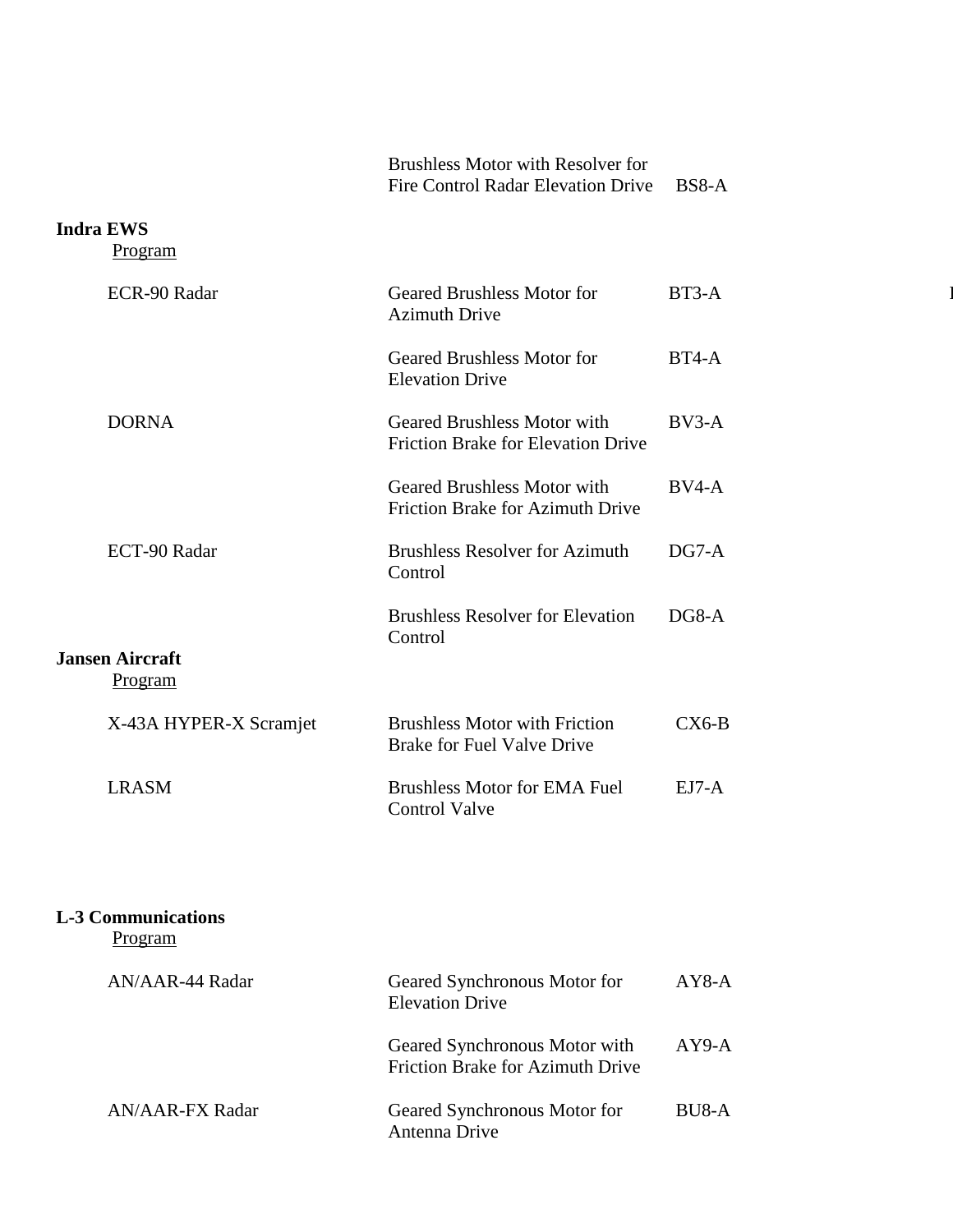| | Description | Part |
|---|---|---|
| | Brushless Motor with Resolver for Fire Control Radar Elevation Drive | BS8-A |

**Indra EWS**

Program

| Program | Description | Part |
|---|---|---|
| ECR-90 Radar | Geared Brushless Motor for Azimuth Drive | BT3-A |
| | Geared Brushless Motor for Elevation Drive | BT4-A |
| DORNA | Geared Brushless Motor with Friction Brake for Elevation Drive | BV3-A |
| | Geared Brushless Motor with Friction Brake for Azimuth Drive | BV4-A |
| ECT-90 Radar | Brushless Resolver for Azimuth Control | DG7-A |
| | Brushless Resolver for Elevation Control | DG8-A |

**Jansen Aircraft**

Program

| Program | Description | Part |
|---|---|---|
| X-43A HYPER-X Scramjet | Brushless Motor with Friction Brake for Fuel Valve Drive | CX6-B |
| LRASM | Brushless Motor for EMA Fuel Control Valve | EJ7-A |

**L-3 Communications**

Program

| Program | Description | Part |
|---|---|---|
| AN/AAR-44 Radar | Geared Synchronous Motor for Elevation Drive | AY8-A |
| | Geared Synchronous Motor with Friction Brake for Azimuth Drive | AY9-A |
| AN/AAR-FX Radar | Geared Synchronous Motor for Antenna Drive | BU8-A |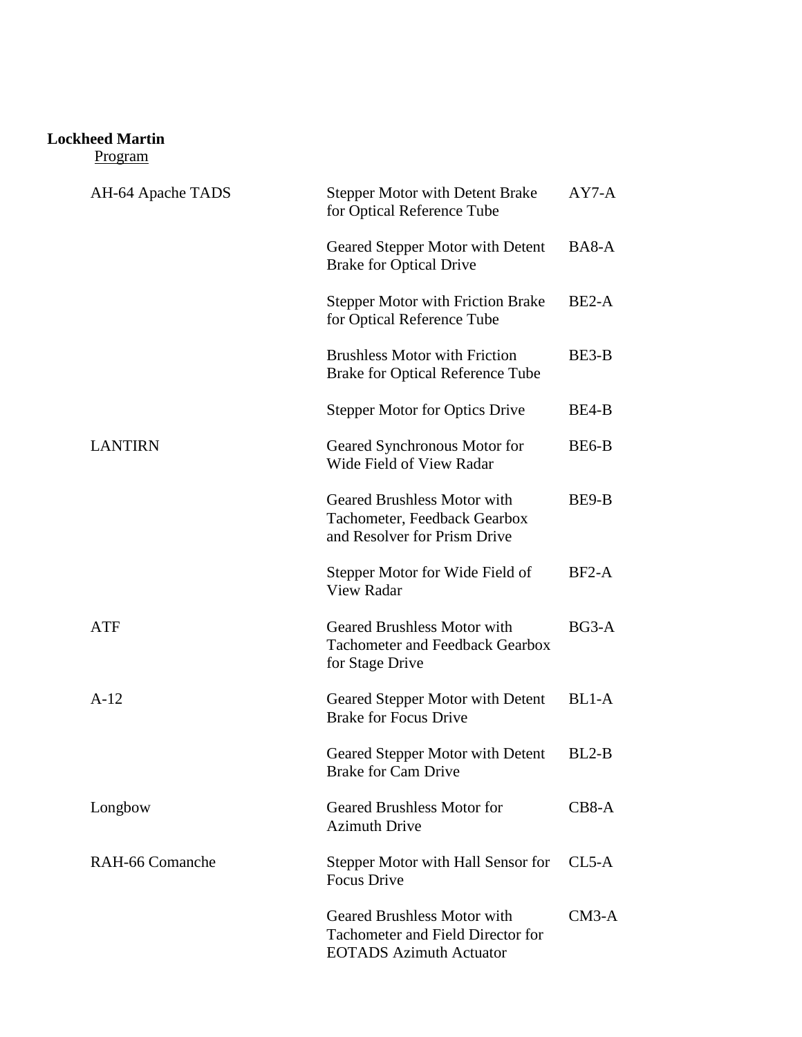**Lockheed Martin**

Program

| Program | Description | Code |
|---|---|---|
| AH-64 Apache TADS | Stepper Motor with Detent Brake for Optical Reference Tube | AY7-A |
| | Geared Stepper Motor with Detent Brake for Optical Drive | BA8-A |
| | Stepper Motor with Friction Brake for Optical Reference Tube | BE2-A |
| | Brushless Motor with Friction Brake for Optical Reference Tube | BE3-B |
| | Stepper Motor for Optics Drive | BE4-B |
| LANTIRN | Geared Synchronous Motor for Wide Field of View Radar | BE6-B |
| | Geared Brushless Motor with Tachometer, Feedback Gearbox and Resolver for Prism Drive | BE9-B |
| | Stepper Motor for Wide Field of View Radar | BF2-A |
| ATF | Geared Brushless Motor with Tachometer and Feedback Gearbox for Stage Drive | BG3-A |
| A-12 | Geared Stepper Motor with Detent Brake for Focus Drive | BL1-A |
| | Geared Stepper Motor with Detent Brake for Cam Drive | BL2-B |
| Longbow | Geared Brushless Motor for Azimuth Drive | CB8-A |
| RAH-66 Comanche | Stepper Motor with Hall Sensor for Focus Drive | CL5-A |
| | Geared Brushless Motor with Tachometer and Field Director for EOTADS Azimuth Actuator | CM3-A |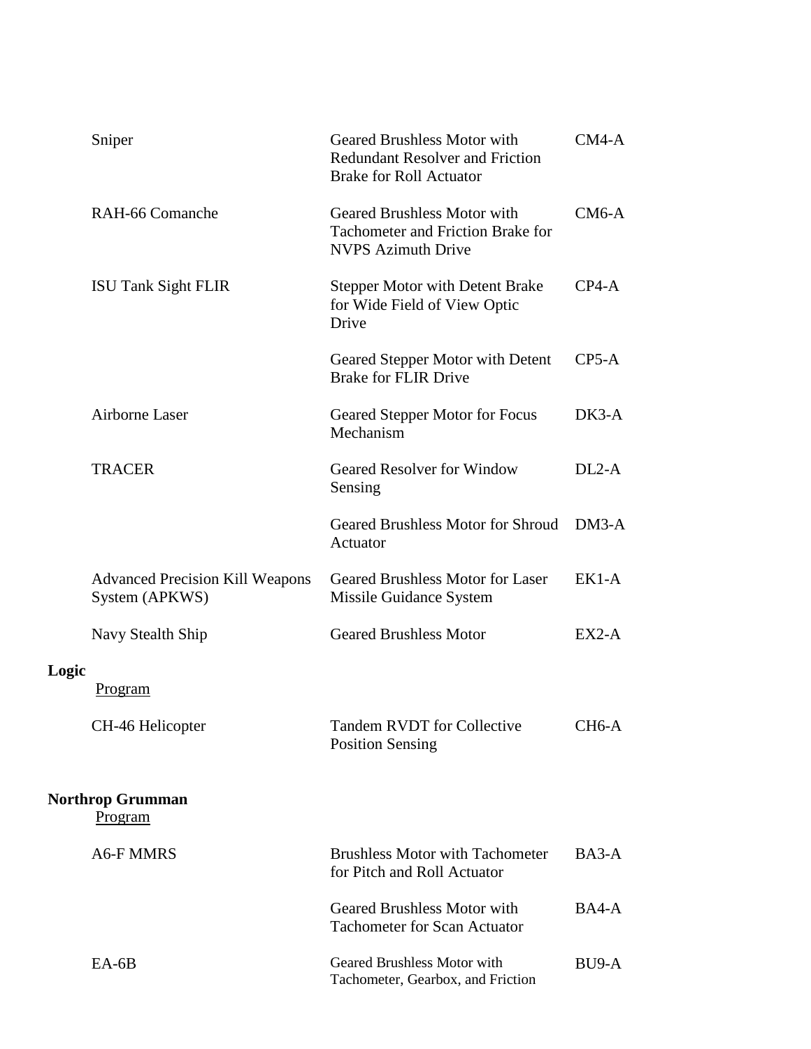| | | |
|---|---|---|
| Sniper | Geared Brushless Motor with Redundant Resolver and Friction Brake for Roll Actuator | CM4-A |
| RAH-66 Comanche | Geared Brushless Motor with Tachometer and Friction Brake for NVPS Azimuth Drive | CM6-A |
| ISU Tank Sight FLIR | Stepper Motor with Detent Brake for Wide Field of View Optic Drive | CP4-A |
| | Geared Stepper Motor with Detent Brake for FLIR Drive | CP5-A |
| Airborne Laser | Geared Stepper Motor for Focus Mechanism | DK3-A |
| TRACER | Geared Resolver for Window Sensing | DL2-A |
| | Geared Brushless Motor for Shroud Actuator | DM3-A |
| Advanced Precision Kill Weapons System (APKWS) | Geared Brushless Motor for Laser Missile Guidance System | EK1-A |
| Navy Stealth Ship | Geared Brushless Motor | EX2-A |

**Logic**

| Program | | |
|---|---|---|
| CH-46 Helicopter | Tandem RVDT for Collective Position Sensing | CH6-A |

**Northrop Grumman**

| Program | | |
|---|---|---|
| A6-F MMRS | Brushless Motor with Tachometer for Pitch and Roll Actuator | BA3-A |
| | Geared Brushless Motor with Tachometer for Scan Actuator | BA4-A |
| EA-6B | Geared Brushless Motor with Tachometer, Gearbox, and Friction | BU9-A |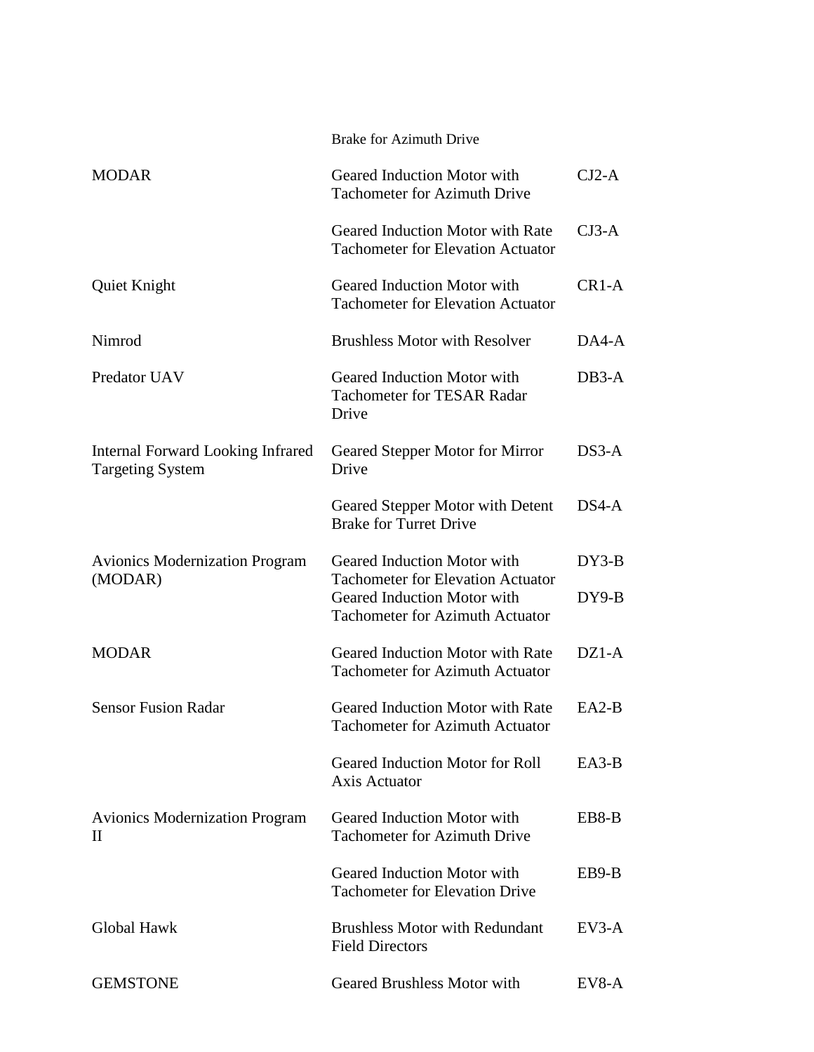| | | |
|---|---|---|
| | Brake for Azimuth Drive | |
| MODAR | Geared Induction Motor with Tachometer for Azimuth Drive | CJ2-A |
| | Geared Induction Motor with Rate Tachometer for Elevation Actuator | CJ3-A |
| Quiet Knight | Geared Induction Motor with Tachometer for Elevation Actuator | CR1-A |
| Nimrod | Brushless Motor with Resolver | DA4-A |
| Predator UAV | Geared Induction Motor with Tachometer for TESAR Radar Drive | DB3-A |
| Internal Forward Looking Infrared Targeting System | Geared Stepper Motor for Mirror Drive | DS3-A |
| | Geared Stepper Motor with Detent Brake for Turret Drive | DS4-A |
| Avionics Modernization Program (MODAR) | Geared Induction Motor with Tachometer for Elevation Actuator | DY3-B |
| | Geared Induction Motor with Tachometer for Azimuth Actuator | DY9-B |
| MODAR | Geared Induction Motor with Rate Tachometer for Azimuth Actuator | DZ1-A |
| Sensor Fusion Radar | Geared Induction Motor with Rate Tachometer for Azimuth Actuator | EA2-B |
| | Geared Induction Motor for Roll Axis Actuator | EA3-B |
| Avionics Modernization Program II | Geared Induction Motor with Tachometer for Azimuth Drive | EB8-B |
| | Geared Induction Motor with Tachometer for Elevation Drive | EB9-B |
| Global Hawk | Brushless Motor with Redundant Field Directors | EV3-A |
| GEMSTONE | Geared Brushless Motor with | EV8-A |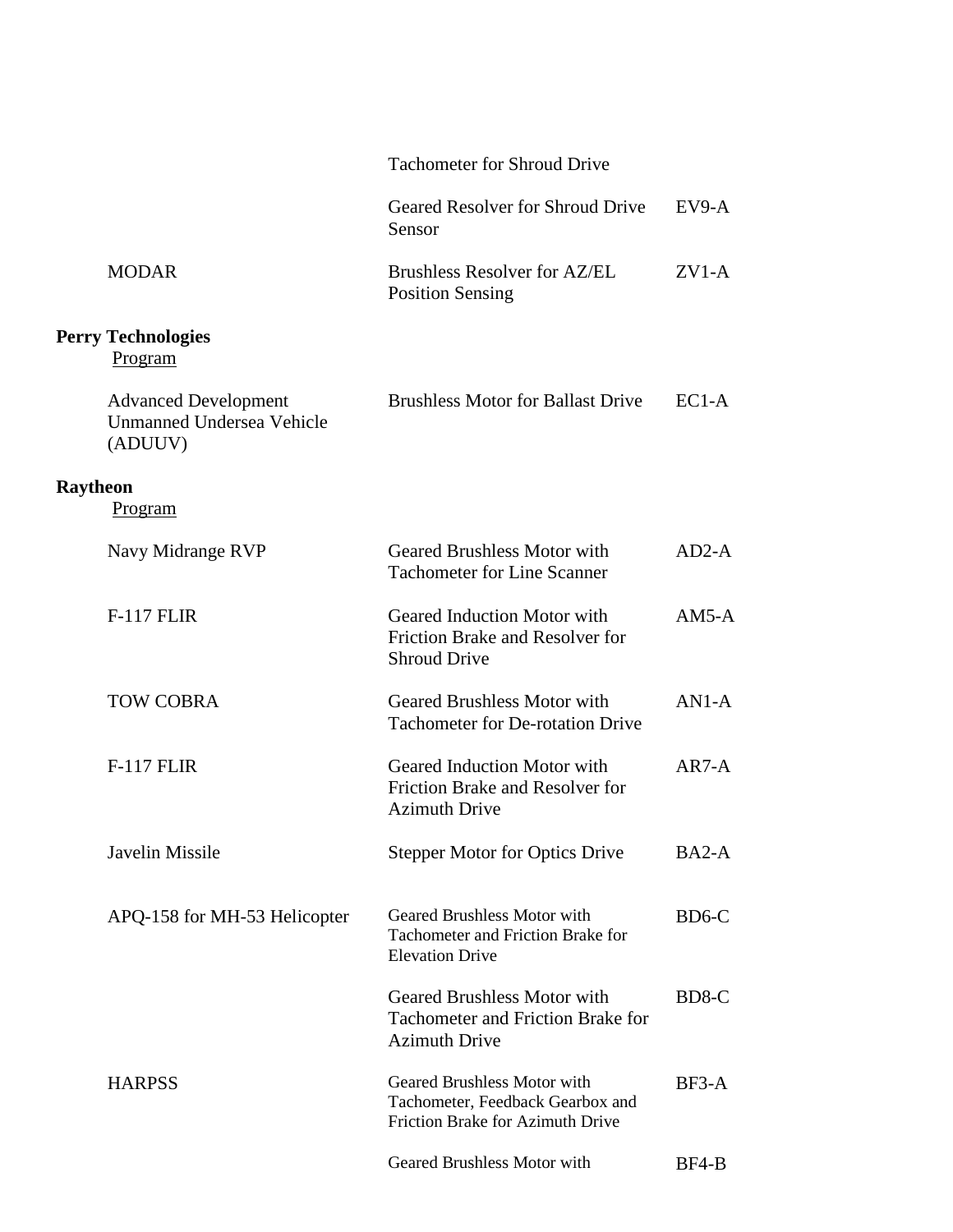| | | |
|---|---|---|
| | Tachometer for Shroud Drive | |
| | Geared Resolver for Shroud Drive Sensor | EV9-A |
| MODAR | Brushless Resolver for AZ/EL Position Sensing | ZV1-A |

**Perry Technologies**

Program

| | | |
|---|---|---|
| Advanced Development Unmanned Undersea Vehicle (ADUUV) | Brushless Motor for Ballast Drive | EC1-A |

**Raytheon**

Program

| | | |
|---|---|---|
| Navy Midrange RVP | Geared Brushless Motor with Tachometer for Line Scanner | AD2-A |
| F-117 FLIR | Geared Induction Motor with Friction Brake and Resolver for Shroud Drive | AM5-A |
| TOW COBRA | Geared Brushless Motor with Tachometer for De-rotation Drive | AN1-A |
| F-117 FLIR | Geared Induction Motor with Friction Brake and Resolver for Azimuth Drive | AR7-A |
| Javelin Missile | Stepper Motor for Optics Drive | BA2-A |
| APQ-158 for MH-53 Helicopter | Geared Brushless Motor with Tachometer and Friction Brake for Elevation Drive | BD6-C |
| | Geared Brushless Motor with Tachometer and Friction Brake for Azimuth Drive | BD8-C |
| HARPSS | Geared Brushless Motor with Tachometer, Feedback Gearbox and Friction Brake for Azimuth Drive | BF3-A |
| | Geared Brushless Motor with | BF4-B |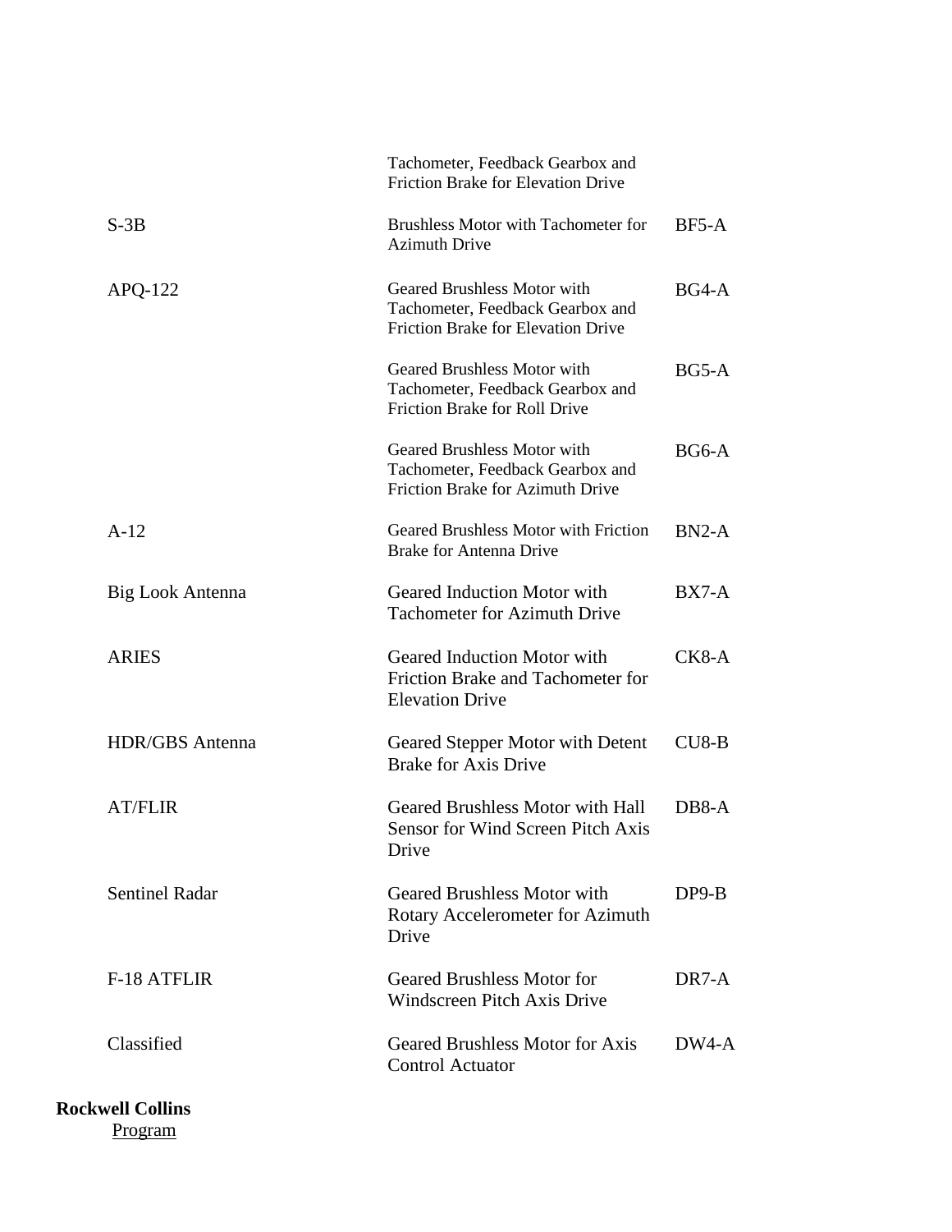| | | |
|---|---|---|
| | Tachometer, Feedback Gearbox and Friction Brake for Elevation Drive | |
| S-3B | Brushless Motor with Tachometer for Azimuth Drive | BF5-A |
| APQ-122 | Geared Brushless Motor with Tachometer, Feedback Gearbox and Friction Brake for Elevation Drive | BG4-A |
| | Geared Brushless Motor with Tachometer, Feedback Gearbox and Friction Brake for Roll Drive | BG5-A |
| | Geared Brushless Motor with Tachometer, Feedback Gearbox and Friction Brake for Azimuth Drive | BG6-A |
| A-12 | Geared Brushless Motor with Friction Brake for Antenna Drive | BN2-A |
| Big Look Antenna | Geared Induction Motor with Tachometer for Azimuth Drive | BX7-A |
| ARIES | Geared Induction Motor with Friction Brake and Tachometer for Elevation Drive | CK8-A |
| HDR/GBS Antenna | Geared Stepper Motor with Detent Brake for Axis Drive | CU8-B |
| AT/FLIR | Geared Brushless Motor with Hall Sensor for Wind Screen Pitch Axis Drive | DB8-A |
| Sentinel Radar | Geared Brushless Motor with Rotary Accelerometer for Azimuth Drive | DP9-B |
| F-18 ATFLIR | Geared Brushless Motor for Windscreen Pitch Axis Drive | DR7-A |
| Classified | Geared Brushless Motor for Axis Control Actuator | DW4-A |

**Rockwell Collins**

<u>Program</u>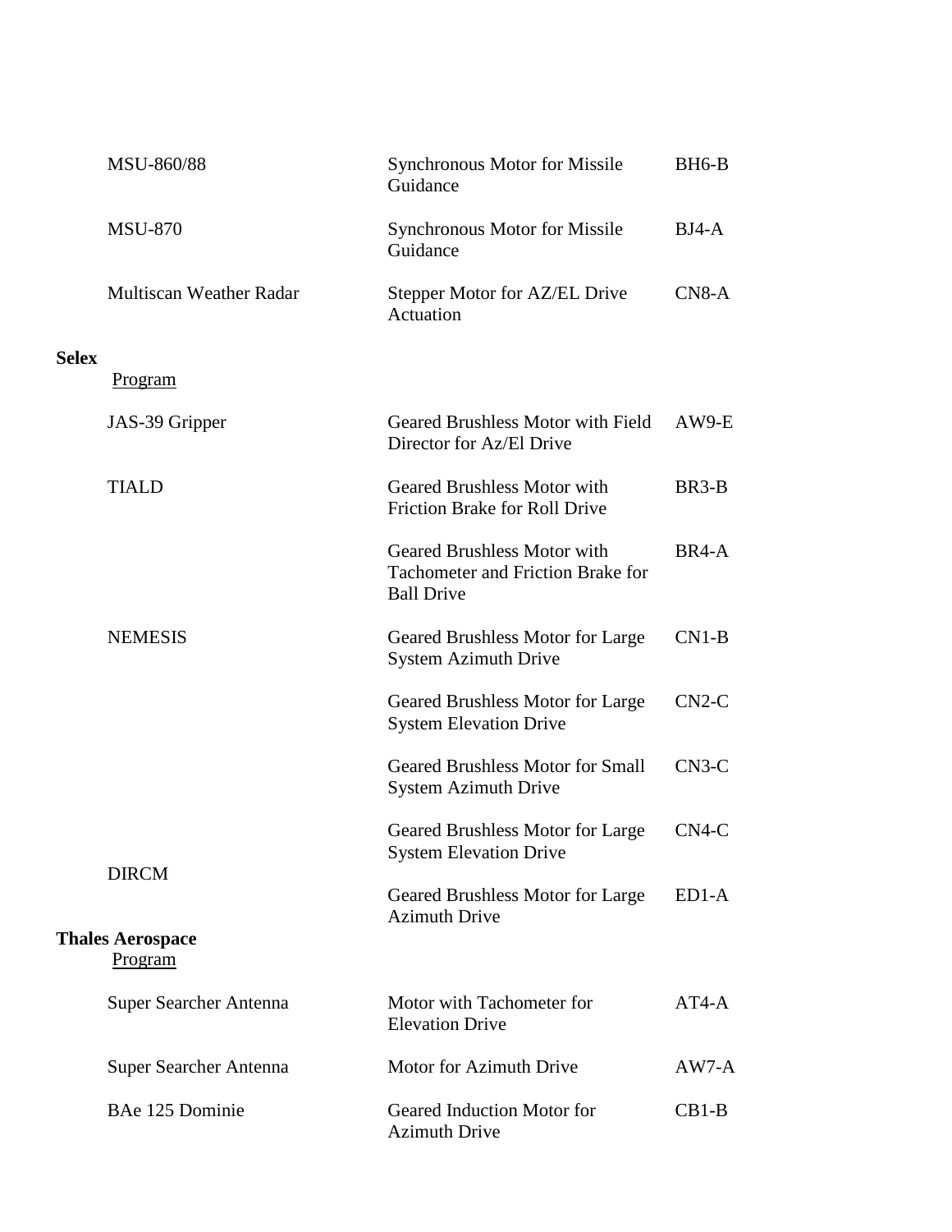| | | |
|---|---|---|
| MSU-860/88 | Synchronous Motor for Missile Guidance | BH6-B |
| MSU-870 | Synchronous Motor for Missile Guidance | BJ4-A |
| Multiscan Weather Radar | Stepper Motor for AZ/EL Drive Actuation | CN8-A |

**Selex**

| Program | | |
|---|---|---|
| JAS-39 Gripper | Geared Brushless Motor with Field Director for Az/El Drive | AW9-E |
| TIALD | Geared Brushless Motor with Friction Brake for Roll Drive | BR3-B |
| | Geared Brushless Motor with Tachometer and Friction Brake for Ball Drive | BR4-A |
| NEMESIS | Geared Brushless Motor for Large System Azimuth Drive | CN1-B |
| | Geared Brushless Motor for Large System Elevation Drive | CN2-C |
| | Geared Brushless Motor for Small System Azimuth Drive | CN3-C |
| | Geared Brushless Motor for Large System Elevation Drive | CN4-C |
| DIRCM | Geared Brushless Motor for Large Azimuth Drive | ED1-A |

**Thales Aerospace**

| Program | | |
|---|---|---|
| Super Searcher Antenna | Motor with Tachometer for Elevation Drive | AT4-A |
| Super Searcher Antenna | Motor for Azimuth Drive | AW7-A |
| BAe 125 Dominie | Geared Induction Motor for Azimuth Drive | CB1-B |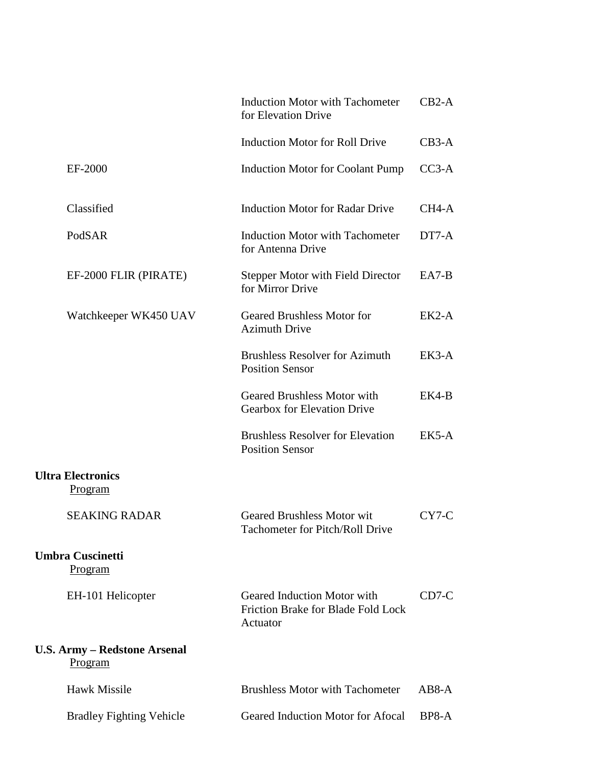| Program | Description | Part |
|---|---|---|
| | Induction Motor with Tachometer for Elevation Drive | CB2-A |
| | Induction Motor for Roll Drive | CB3-A |
| EF-2000 | Induction Motor for Coolant Pump | CC3-A |
| Classified | Induction Motor for Radar Drive | CH4-A |
| PodSAR | Induction Motor with Tachometer for Antenna Drive | DT7-A |
| EF-2000 FLIR (PIRATE) | Stepper Motor with Field Director for Mirror Drive | EA7-B |
| Watchkeeper WK450 UAV | Geared Brushless Motor for Azimuth Drive | EK2-A |
| | Brushless Resolver for Azimuth Position Sensor | EK3-A |
| | Geared Brushless Motor with Gearbox for Elevation Drive | EK4-B |
| | Brushless Resolver for Elevation Position Sensor | EK5-A |

**Ultra Electronics**

Program

| Program | Description | Part |
|---|---|---|
| SEAKING RADAR | Geared Brushless Motor wit Tachometer for Pitch/Roll Drive | CY7-C |

**Umbra Cuscinetti**

Program

| Program | Description | Part |
|---|---|---|
| EH-101 Helicopter | Geared Induction Motor with Friction Brake for Blade Fold Lock Actuator | CD7-C |

**U.S. Army – Redstone Arsenal**

Program

| Program | Description | Part |
|---|---|---|
| Hawk Missile | Brushless Motor with Tachometer | AB8-A |
| Bradley Fighting Vehicle | Geared Induction Motor for Afocal | BP8-A |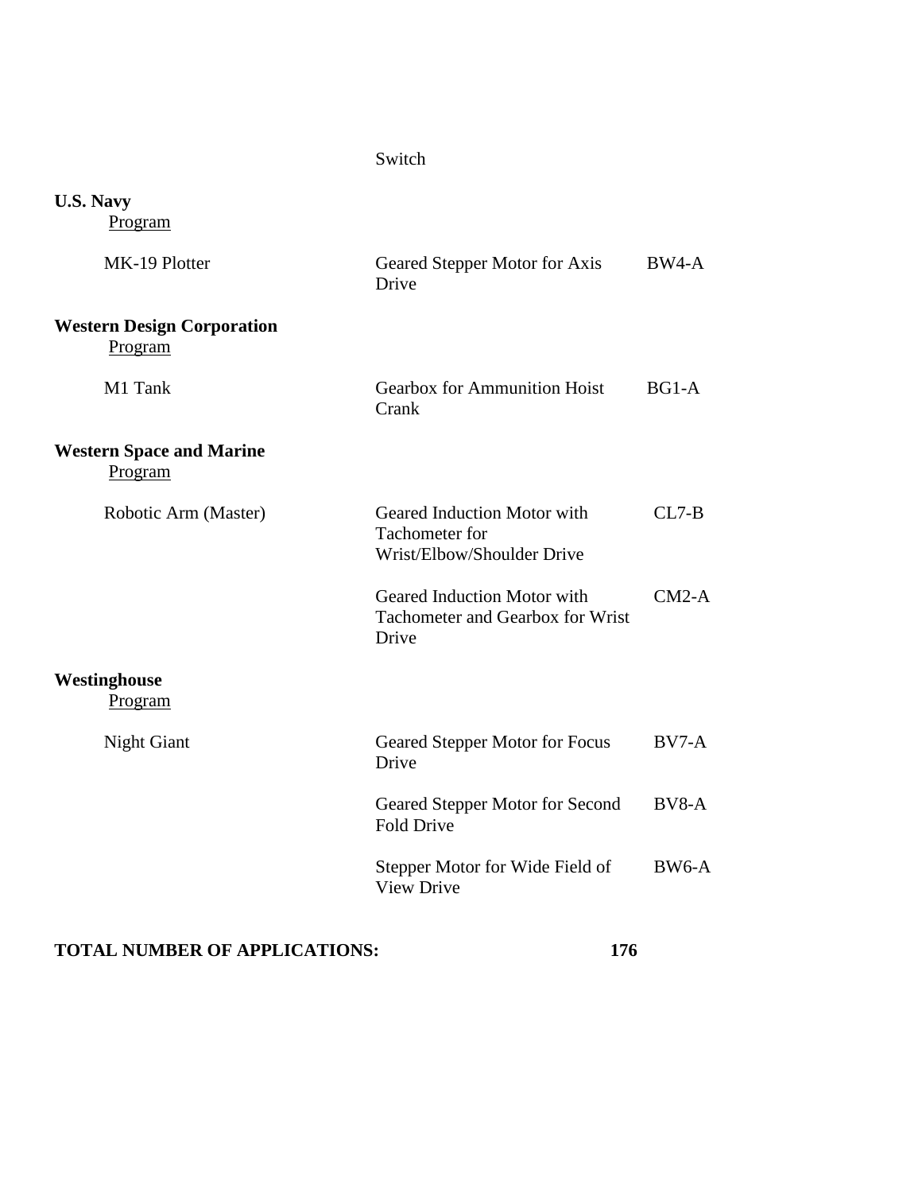Switch

**U.S. Navy**

Program

| | | |
|---|---|---|
| MK-19 Plotter | Geared Stepper Motor for Axis Drive | BW4-A |

**Western Design Corporation**

Program

| | | |
|---|---|---|
| M1 Tank | Gearbox for Ammunition Hoist Crank | BG1-A |

**Western Space and Marine**

Program

| | | |
|---|---|---|
| Robotic Arm (Master) | Geared Induction Motor with Tachometer for Wrist/Elbow/Shoulder Drive | CL7-B |
| | Geared Induction Motor with Tachometer and Gearbox for Wrist Drive | CM2-A |

**Westinghouse**

Program

| | | |
|---|---|---|
| Night Giant | Geared Stepper Motor for Focus Drive | BV7-A |
| | Geared Stepper Motor for Second Fold Drive | BV8-A |
| | Stepper Motor for Wide Field of View Drive | BW6-A |

**TOTAL NUMBER OF APPLICATIONS: 176**